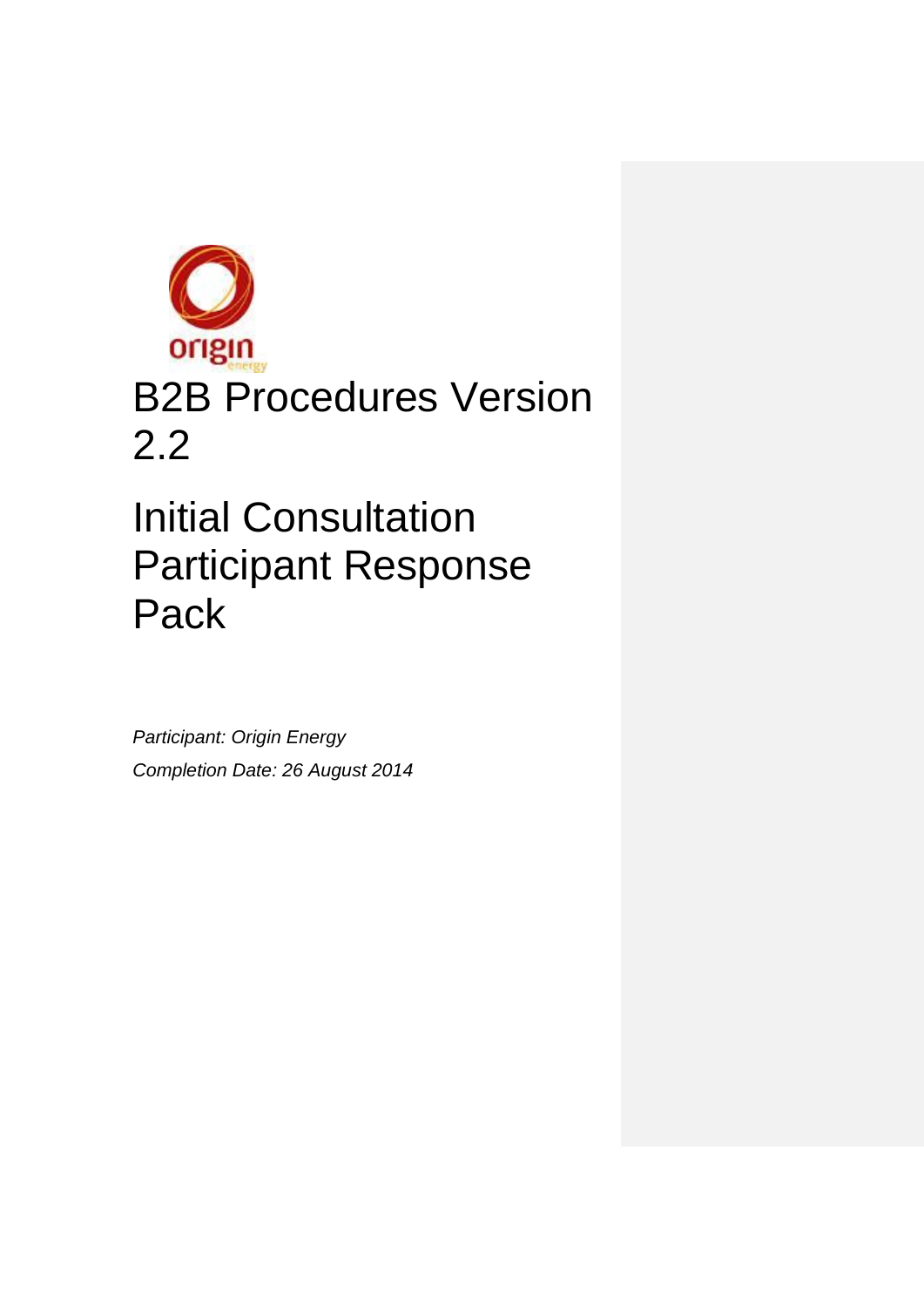# B2B Procedures Version 2.2

# Initial Consultation Participant Response Pack

*Participant: Origin Energy*

*Completion Date: 26 August 2014*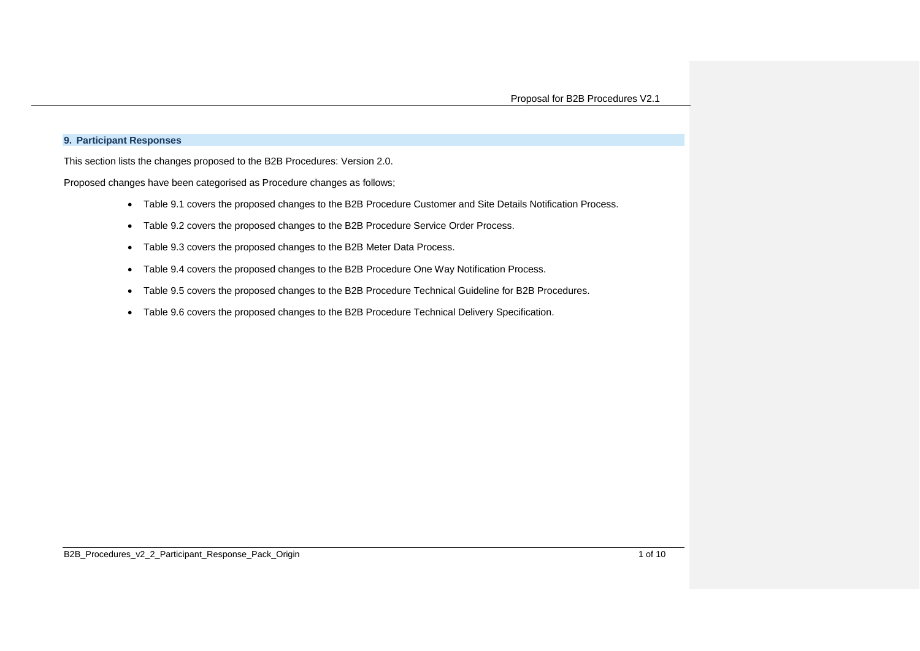## 9. Participant Responses

This section lists the changes proposed to the B2B Procedures: Version 2.0.

Proposed changes have been categorised as Procedure changes as follows;

- Table 9.1 covers the proposed changes to the B2B Procedure Customer and Site Details Notification Process.
- Table 9.2 covers the proposed changes to the B2B Procedure Service Order Process.
- Table 9.3 covers the proposed changes to the B2B Meter Data Process.
- Table 9.4 covers the proposed changes to the B2B Procedure One Way Notification Process.
- Table 9.5 covers the proposed changes to the B2B Procedure Technical Guideline for B2B Procedures.
- Table 9.6 covers the proposed changes to the B2B Procedure Technical Delivery Specification.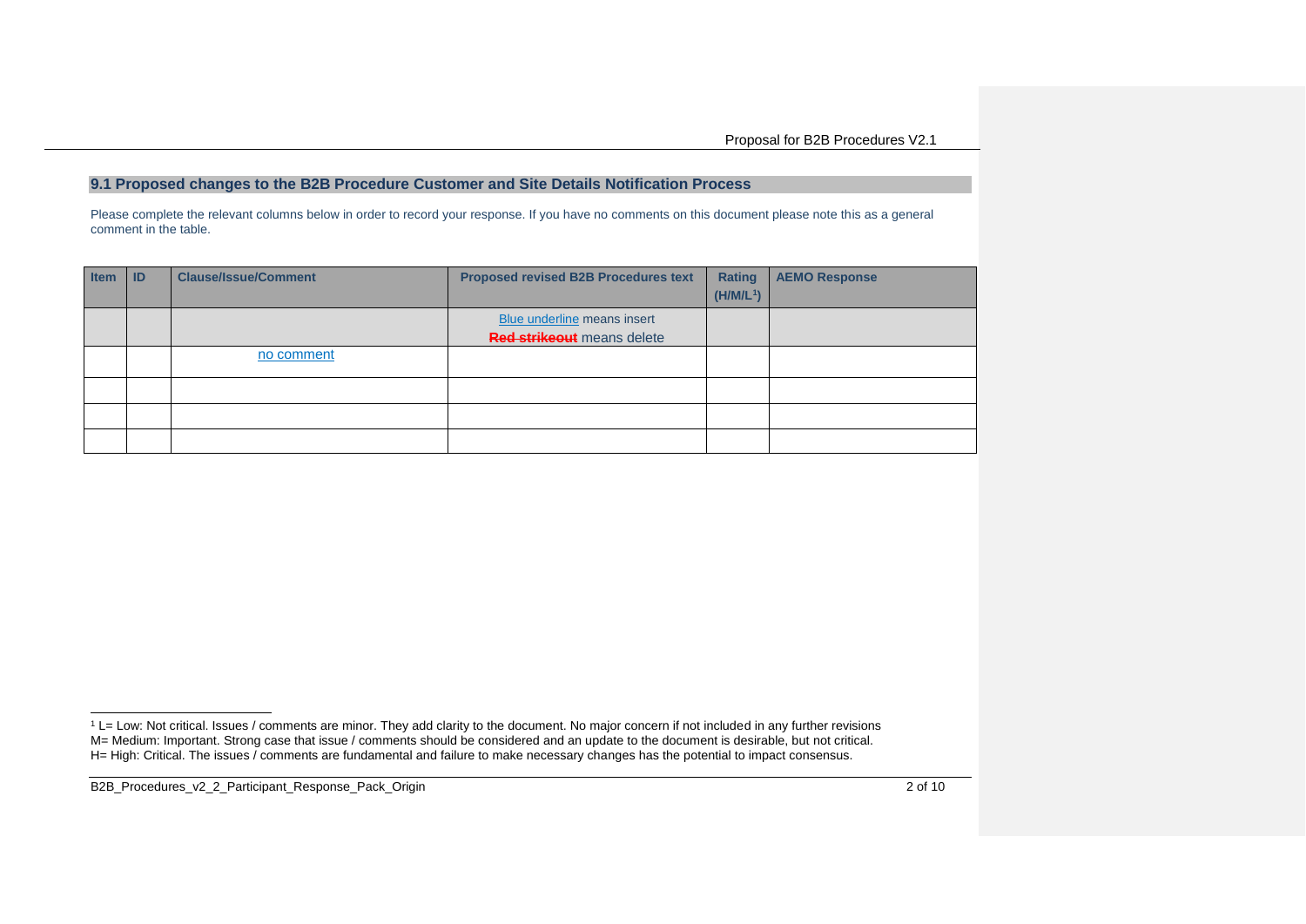## 9.1 Proposed changes to the B2B Procedure Customer and Site Details Notification Process

Please complete the relevant columns below in order to record your response. If you have no comments on this document please note this as a general comment in the table.

| Item | ID | Clause/Issue/Comment | Proposed revised B2B Procedures text | Rating (H/M/L[1]) | AEMO Response |
|---|---|---|---|---|---|
| | | | Blue underline means insert<br>~~Red strikeout~~ means delete | | |
| | | no comment | | | |
| | | | | | |
| | | | | | |
| | | | | | |

[1] L= Low: Not critical. Issues / comments are minor. They add clarity to the document. No major concern if not included in any further revisions
M= Medium: Important. Strong case that issue / comments should be considered and an update to the document is desirable, but not critical.
H= High: Critical. The issues / comments are fundamental and failure to make necessary changes has the potential to impact consensus.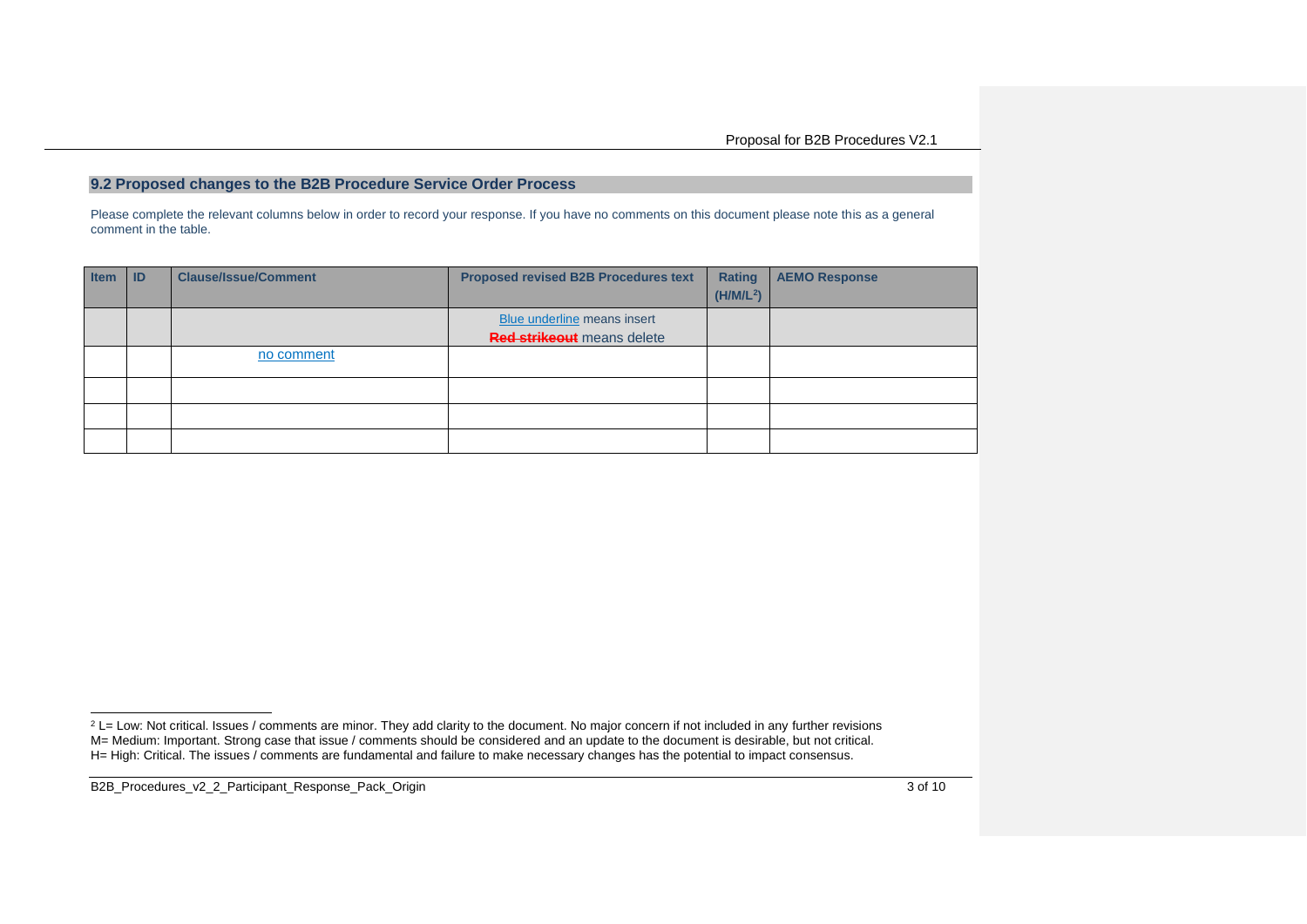## 9.2 Proposed changes to the B2B Procedure Service Order Process

Please complete the relevant columns below in order to record your response. If you have no comments on this document please note this as a general comment in the table.

| Item | ID | Clause/Issue/Comment | Proposed revised B2B Procedures text | Rating (H/M/L[2]) | AEMO Response |
|---|---|---|---|---|---|
| | | | Blue underline means insert<br>~~Red strikeout~~ means delete | | |
| | | no comment | | | |
| | | | | | |
| | | | | | |
| | | | | | |

[2] L= Low: Not critical. Issues / comments are minor. They add clarity to the document. No major concern if not included in any further revisions
M= Medium: Important. Strong case that issue / comments should be considered and an update to the document is desirable, but not critical.
H= High: Critical. The issues / comments are fundamental and failure to make necessary changes has the potential to impact consensus.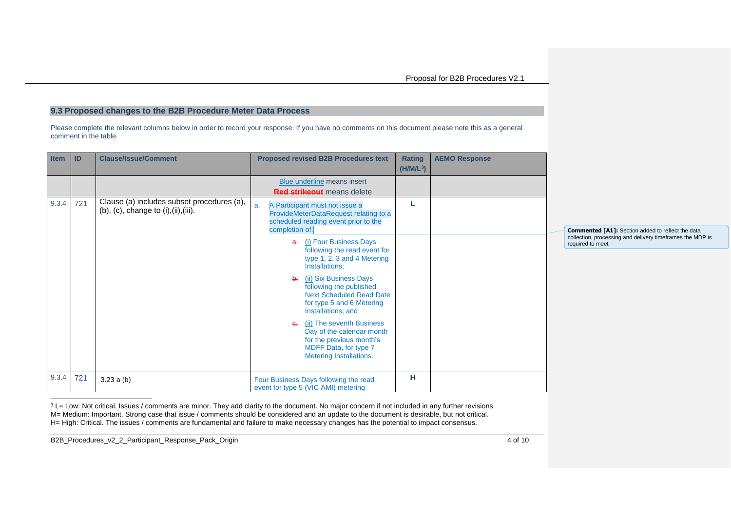## 9.3 Proposed changes to the B2B Procedure Meter Data Process

Please complete the relevant columns below in order to record your response. If you have no comments on this document please note this as a general comment in the table.

| Item | ID | Clause/Issue/Comment | Proposed revised B2B Procedures text | Rating (H/M/L[3]) | AEMO Response |
|---|---|---|---|---|---|
| | | | Blue underline means insert<br>~~Red strikeout~~ means delete | | |
| 9.3.4 | 721 | Clause (a) includes subset procedures (a), (b), (c), change to (i),(ii),(iii). | a. A Participant must not issue a ProvideMeterDataRequest relating to a scheduled reading event prior to the completion of:<br>~~a.~~ (i) Four Business Days following the read event for type 1, 2, 3 and 4 Metering Installations;<br>~~b.~~ (ii) Six Business Days following the published Next Scheduled Read Date for type 5 and 6 Metering Installations; and<br>~~c.~~ (ii) The seventh Business Day of the calendar month for the previous month's MDFF Data, for type 7 Metering Installations. | L | |
| 9.3.4 | 721 | 3.23 a (b) | Four Business Days following the read event for type 5 (VIC AMI) metering | H | |

**Commented [A1]:** Section added to reflect the data collection, processing and delivery timeframes the MDP is required to meet

[3] L= Low: Not critical. Issues / comments are minor. They add clarity to the document. No major concern if not included in any further revisions
M= Medium: Important. Strong case that issue / comments should be considered and an update to the document is desirable, but not critical.
H= High: Critical. The issues / comments are fundamental and failure to make necessary changes has the potential to impact consensus.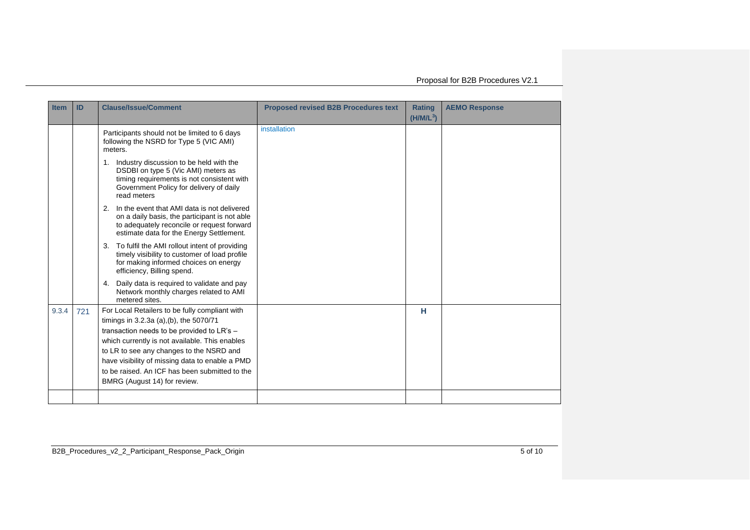| Item | ID | Clause/Issue/Comment | Proposed revised B2B Procedures text | Rating (H/M/L[3]) | AEMO Response |
|---|---|---|---|---|---|
| | | Participants should not be limited to 6 days following the NSRD for Type 5 (VIC AMI) meters.<br>1. Industry discussion to be held with the DSDBI on type 5 (Vic AMI) meters as timing requirements is not consistent with Government Policy for delivery of daily read meters<br>2. In the event that AMI data is not delivered on a daily basis, the participant is not able to adequately reconcile or request forward estimate data for the Energy Settlement.<br>3. To fulfil the AMI rollout intent of providing timely visibility to customer of load profile for making informed choices on energy efficiency, Billing spend.<br>4. Daily data is required to validate and pay Network monthly charges related to AMI metered sites. | installation | | |
| 9.3.4 | 721 | For Local Retailers to be fully compliant with timings in 3.2.3a (a),(b), the 5070/71 transaction needs to be provided to LR's – which currently is not available. This enables to LR to see any changes to the NSRD and have visibility of missing data to enable a PMD to be raised. An ICF has been submitted to the BMRG (August 14) for review. | | H | |
| | | | | | |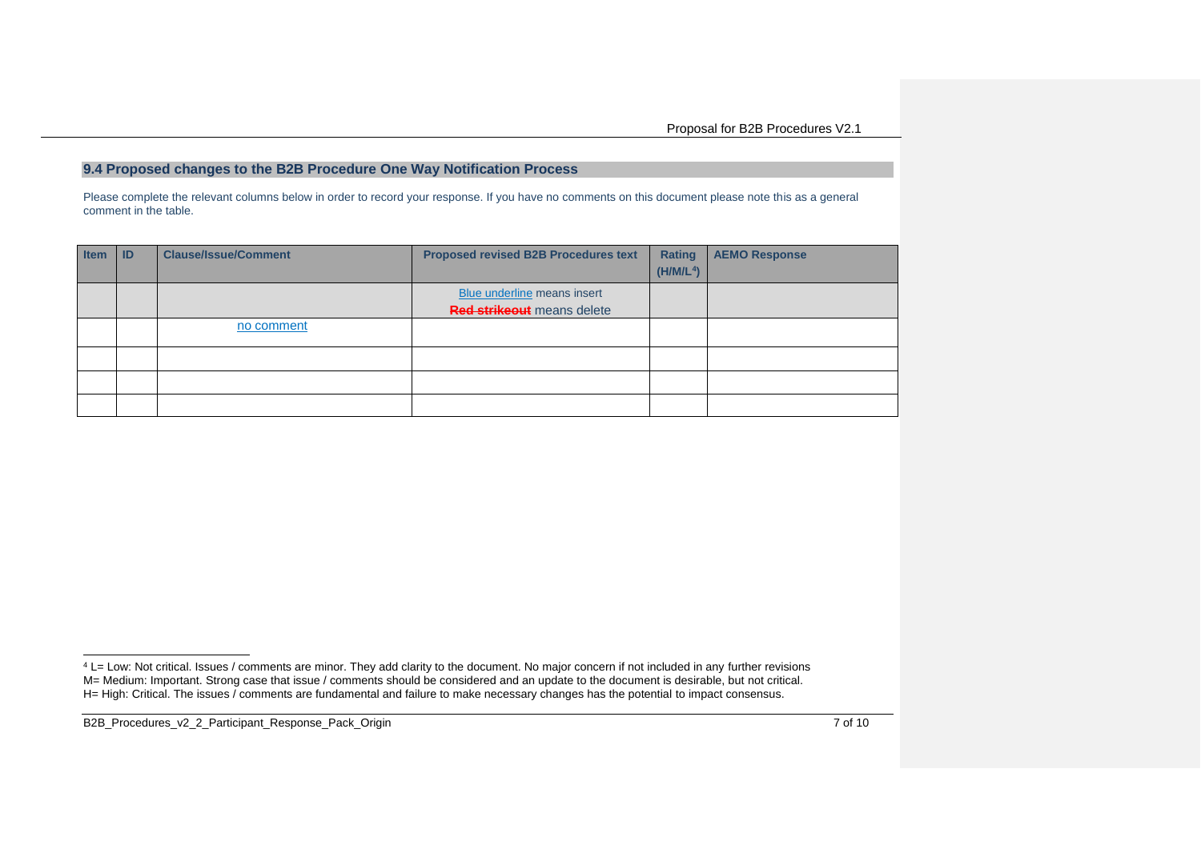## 9.4 Proposed changes to the B2B Procedure One Way Notification Process

Please complete the relevant columns below in order to record your response. If you have no comments on this document please note this as a general comment in the table.

| Item | ID | Clause/Issue/Comment | Proposed revised B2B Procedures text | Rating (H/M/L[4]) | AEMO Response |
|---|---|---|---|---|---|
| | | | Blue underline means insert<br>~~Red strikeout~~ means delete | | |
| | | no comment | | | |
| | | | | | |
| | | | | | |
| | | | | | |

[4] L= Low: Not critical. Issues / comments are minor. They add clarity to the document. No major concern if not included in any further revisions
M= Medium: Important. Strong case that issue / comments should be considered and an update to the document is desirable, but not critical.
H= High: Critical. The issues / comments are fundamental and failure to make necessary changes has the potential to impact consensus.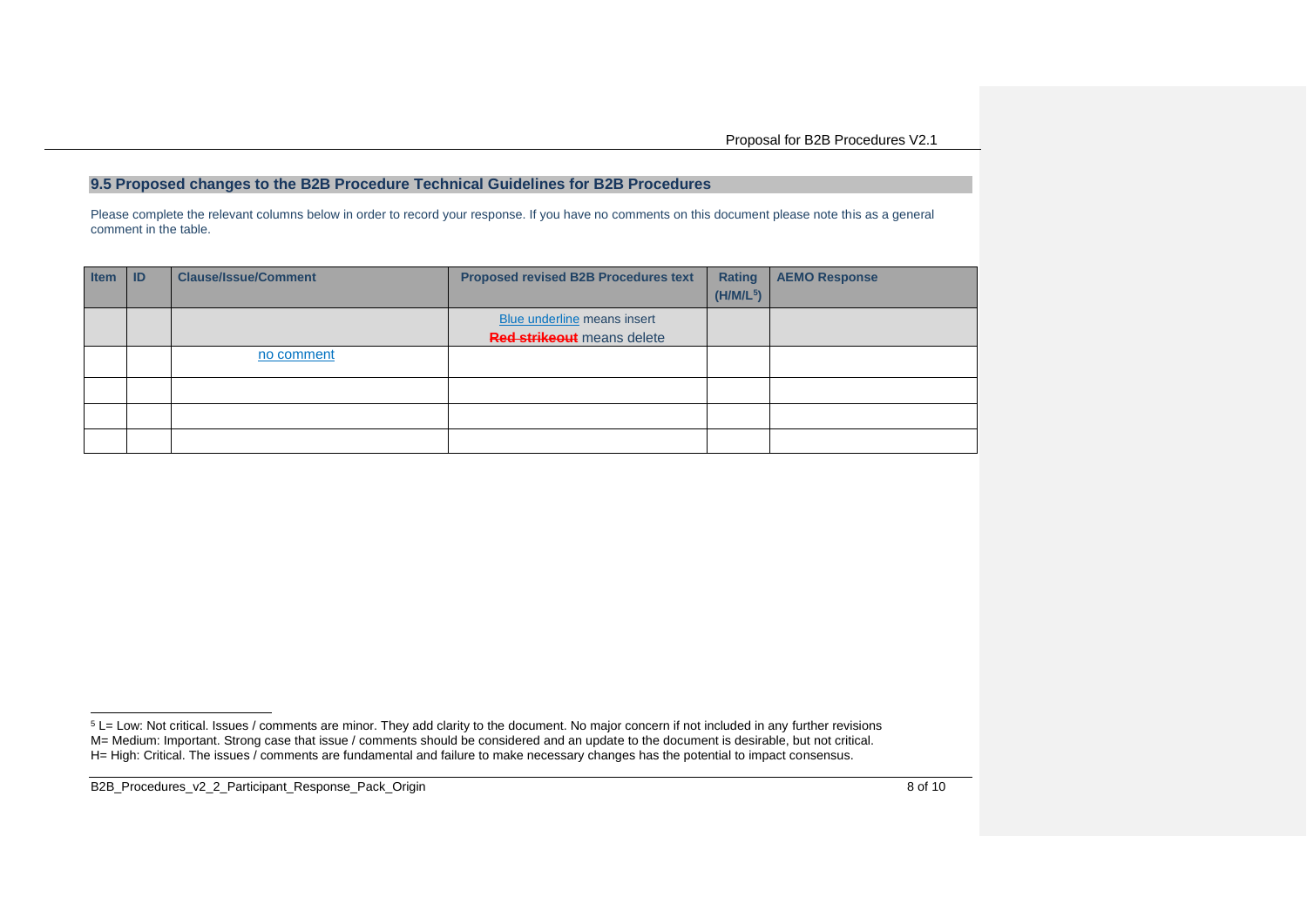## 9.5 Proposed changes to the B2B Procedure Technical Guidelines for B2B Procedures

Please complete the relevant columns below in order to record your response. If you have no comments on this document please note this as a general comment in the table.

| Item | ID | Clause/Issue/Comment | Proposed revised B2B Procedures text | Rating (H/M/L[5]) | AEMO Response |
|---|---|---|---|---|---|
| | | | Blue underline means insert<br>~~Red strikeout~~ means delete | | |
| | | no comment | | | |
| | | | | | |
| | | | | | |
| | | | | | |

[5] L= Low: Not critical. Issues / comments are minor. They add clarity to the document. No major concern if not included in any further revisions
M= Medium: Important. Strong case that issue / comments should be considered and an update to the document is desirable, but not critical.
H= High: Critical. The issues / comments are fundamental and failure to make necessary changes has the potential to impact consensus.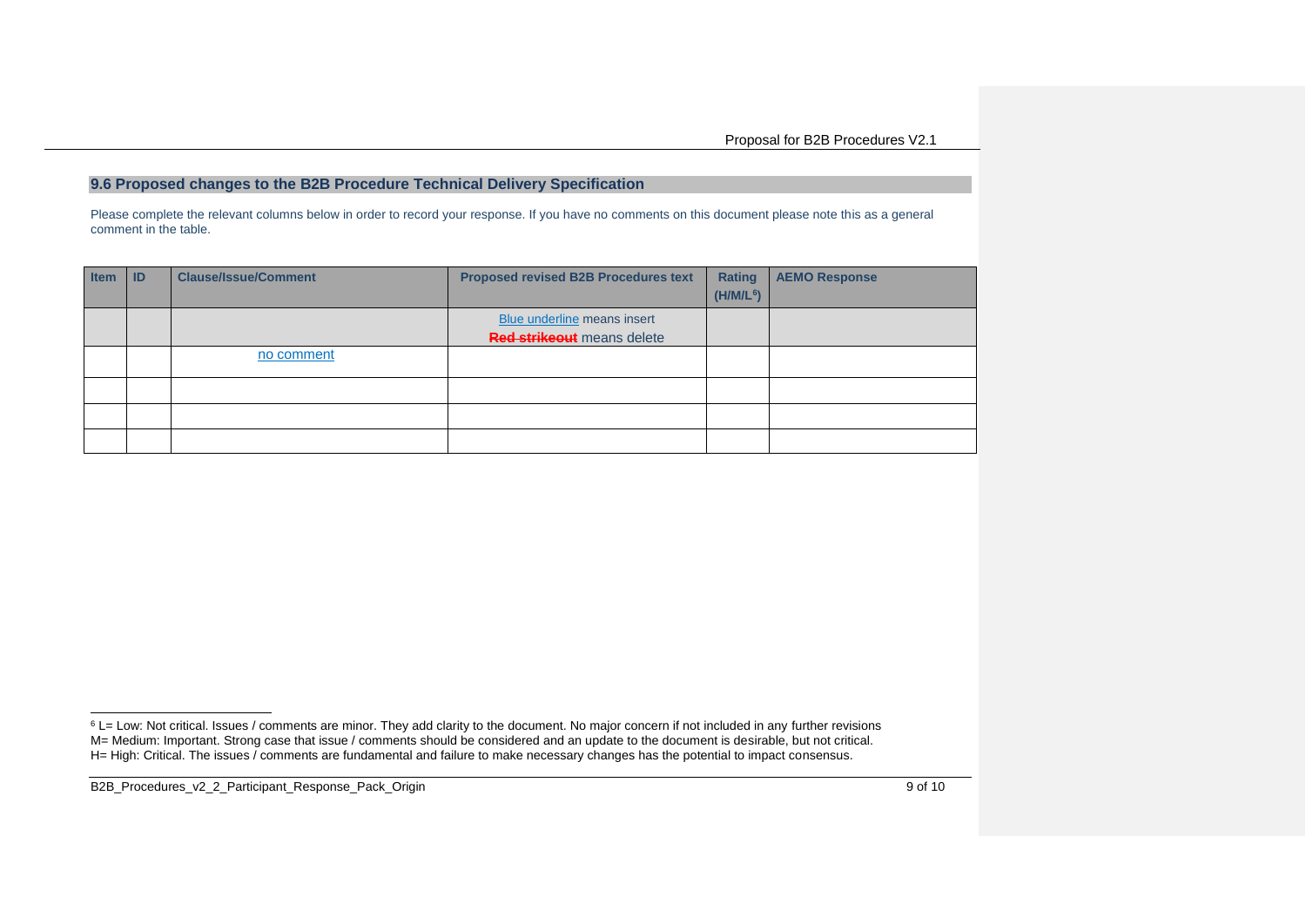## 9.6 Proposed changes to the B2B Procedure Technical Delivery Specification

Please complete the relevant columns below in order to record your response. If you have no comments on this document please note this as a general comment in the table.

| Item | ID | Clause/Issue/Comment | Proposed revised B2B Procedures text | Rating (H/M/L[6]) | AEMO Response |
|---|---|---|---|---|---|
| | | | Blue underline means insert<br>~~Red strikeout~~ means delete | | |
| | | no comment | | | |
| | | | | | |
| | | | | | |
| | | | | | |

[6] L= Low: Not critical. Issues / comments are minor. They add clarity to the document. No major concern if not included in any further revisions
M= Medium: Important. Strong case that issue / comments should be considered and an update to the document is desirable, but not critical.
H= High: Critical. The issues / comments are fundamental and failure to make necessary changes has the potential to impact consensus.